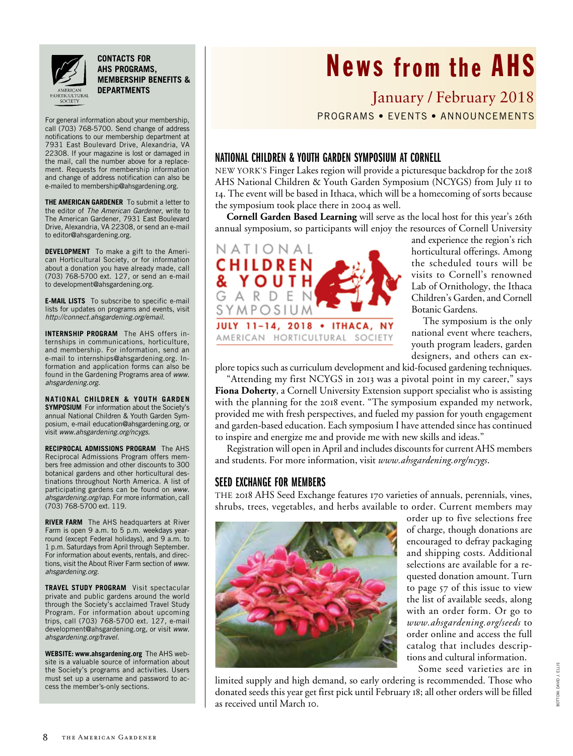# News from the AHS

## January / February 2018

PROGRAMS • EVENTS • ANNOUNCEMENTS

### CONTACTS FOR AHS PROGRAMS, MEMBERSHIP BENEFITS & DEPARTMENTS

For general information about your membership, call (703) 768-5700. Send change of address notifications to our membership department at 7931 East Boulevard Drive, Alexandria, VA 22308. If your magazine is lost or damaged in the mail, call the number above for a replacement. Requests for membership information and change of address notification can also be e-mailed to membership@ahsgardening.org.

**THE AMERICAN GARDENER** To submit a letter to the editor of *The American Gardener*, write to The American Gardener, 7931 East Boulevard Drive, Alexandria, VA 22308, or send an e-mail to editor@ahsgardening.org.

**DEVELOPMENT** To make a gift to the American Horticultural Society, or for information about a donation you have already made, call (703) 768-5700 ext. 127, or send an e-mail to development@ahsgardening.org.

**E-MAIL LISTS** To subscribe to specific e-mail lists for updates on programs and events, visit *http://connect.ahsgardening.org/email*.

**INTERNSHIP PROGRAM** The AHS offers internships in communications, horticulture, and membership. For information, send an e-mail to internships@ahsgardening.org. Information and application forms can also be found in the Gardening Programs area of *www.ahsgardening.org*.

**NATIONAL CHILDREN & YOUTH GARDEN SYMPOSIUM** For information about the Society's annual National Children & Youth Garden Symposium, e-mail education@ahsgardening.org, or visit *www.ahsgardening.org/ncygs*.

**RECIPROCAL ADMISSIONS PROGRAM** The AHS Reciprocal Admissions Program offers members free admission and other discounts to 300 botanical gardens and other horticultural destinations throughout North America. A list of participating gardens can be found on *www.ahsgardening.org/rap*. For more information, call (703) 768-5700 ext. 119.

**RIVER FARM** The AHS headquarters at River Farm is open 9 a.m. to 5 p.m. weekdays year-round (except Federal holidays), and 9 a.m. to 1 p.m. Saturdays from April through September. For information about events, rentals, and directions, visit the About River Farm section of *www.ahsgardening.org*.

**TRAVEL STUDY PROGRAM** Visit spectacular private and public gardens around the world through the Society's acclaimed Travel Study Program. For information about upcoming trips, call (703) 768-5700 ext. 127, e-mail development@ahsgardening.org, or visit *www.ahsgardening.org/travel*.

**WEBSITE: www.ahsgardening.org** The AHS website is a valuable source of information about the Society's programs and activities. Users must set up a username and password to access the member's-only sections.

### NATIONAL CHILDREN & YOUTH GARDEN SYMPOSIUM AT CORNELL

NEW YORK'S Finger Lakes region will provide a picturesque backdrop for the 2018 AHS National Children & Youth Garden Symposium (NCYGS) from July 11 to 14. The event will be based in Ithaca, which will be a homecoming of sorts because the symposium took place there in 2004 as well.

**Cornell Garden Based Learning** will serve as the local host for this year's 26th annual symposium, so participants will enjoy the resources of Cornell University and experience the region's rich horticultural offerings. Among the scheduled tours will be visits to Cornell's renowned Lab of Ornithology, the Ithaca Children's Garden, and Cornell Botanic Gardens.

NATIONAL CHILDREN & YOUTH GARDEN SYMPOSIUM
JULY 11–14, 2018 • ITHACA, NY
AMERICAN HORTICULTURAL SOCIETY

The symposium is the only national event where teachers, youth program leaders, garden designers, and others can explore topics such as curriculum development and kid-focused gardening techniques.

"Attending my first NCYGS in 2013 was a pivotal point in my career," says **Fiona Doherty**, a Cornell University Extension support specialist who is assisting with the planning for the 2018 event. "The symposium expanded my network, provided me with fresh perspectives, and fueled my passion for youth engagement and garden-based education. Each symposium I have attended since has continued to inspire and energize me and provide me with new skills and ideas."

Registration will open in April and includes discounts for current AHS members and students. For more information, visit *www.ahsgardening.org/ncygs*.

### SEED EXCHANGE FOR MEMBERS

THE 2018 AHS Seed Exchange features 170 varieties of annuals, perennials, vines, shrubs, trees, vegetables, and herbs available to order. Current members may order up to five selections free of charge, though donations are encouraged to defray packaging and shipping costs. Additional selections are available for a requested donation amount. Turn to page 57 of this issue to view the list of available seeds, along with an order form. Or go to *www.ahsgardening.org/seeds* to order online and access the full catalog that includes descriptions and cultural information.

Some seed varieties are in limited supply and high demand, so early ordering is recommended. Those who donated seeds this year get first pick until February 18; all other orders will be filled as received until March 10.

BOTTOM: DAVID J. ELLIS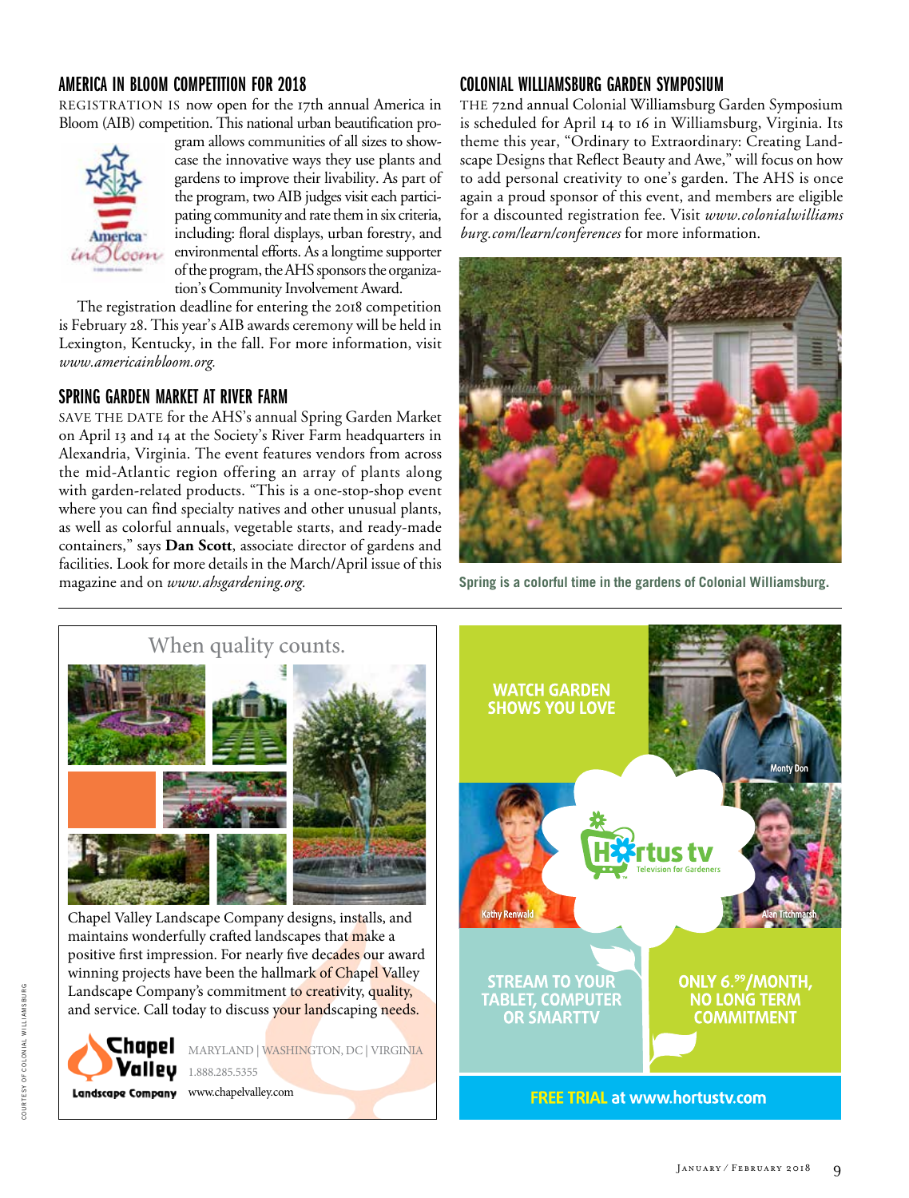## AMERICA IN BLOOM COMPETITION FOR 2018

REGISTRATION IS now open for the 17th annual America in Bloom (AIB) competition. This national urban beautification program allows communities of all sizes to showcase the innovative ways they use plants and gardens to improve their livability. As part of the program, two AIB judges visit each participating community and rate them in six criteria, including: floral displays, urban forestry, and environmental efforts. As a longtime supporter of the program, the AHS sponsors the organization's Community Involvement Award.

The registration deadline for entering the 2018 competition is February 28. This year's AIB awards ceremony will be held in Lexington, Kentucky, in the fall. For more information, visit *www.americainbloom.org.*

## SPRING GARDEN MARKET AT RIVER FARM

SAVE THE DATE for the AHS's annual Spring Garden Market on April 13 and 14 at the Society's River Farm headquarters in Alexandria, Virginia. The event features vendors from across the mid-Atlantic region offering an array of plants along with garden-related products. "This is a one-stop-shop event where you can find specialty natives and other unusual plants, as well as colorful annuals, vegetable starts, and ready-made containers," says **Dan Scott**, associate director of gardens and facilities. Look for more details in the March/April issue of this magazine and on *www.ahsgardening.org.*

## COLONIAL WILLIAMSBURG GARDEN SYMPOSIUM

THE 72nd annual Colonial Williamsburg Garden Symposium is scheduled for April 14 to 16 in Williamsburg, Virginia. Its theme this year, "Ordinary to Extraordinary: Creating Landscape Designs that Reflect Beauty and Awe," will focus on how to add personal creativity to one's garden. The AHS is once again a proud sponsor of this event, and members are eligible for a discounted registration fee. Visit *www.colonialwilliamsburg.com/learn/conferences* for more information.

**Spring is a colorful time in the gardens of Colonial Williamsburg.**

COURTESY OF COLONIAL WILLIAMSBURG

---

When quality counts.

Chapel Valley Landscape Company designs, installs, and maintains wonderfully crafted landscapes that make a positive first impression. For nearly five decades our award winning projects have been the hallmark of Chapel Valley Landscape Company's commitment to creativity, quality, and service. Call today to discuss your landscaping needs.

Chapel Valley Landscape Company

MARYLAND | WASHINGTON, DC | VIRGINIA
1.888.285.5355
www.chapelvalley.com

---

WATCH GARDEN SHOWS YOU LOVE

Monty Don · Kathy Renwald · Alan Titchmarsh

Hortus tv — Television for Gardeners

STREAM TO YOUR TABLET, COMPUTER OR SMARTTV

ONLY 6.99/MONTH, NO LONG TERM COMMITMENT

FREE TRIAL at www.hortustv.com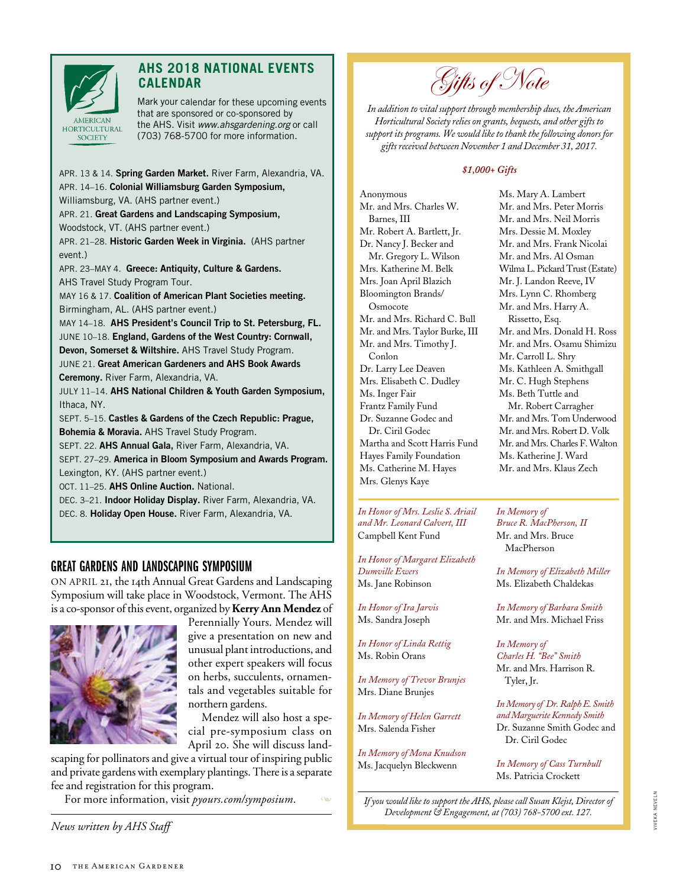## AHS 2018 NATIONAL EVENTS CALENDAR

AMERICAN HORTICULTURAL SOCIETY

Mark your calendar for these upcoming events that are sponsored or co-sponsored by the AHS. Visit *www.ahsgardening.org* or call (703) 768-5700 for more information.

APR. 13 & 14. **Spring Garden Market.** River Farm, Alexandria, VA.
APR. 14–16. **Colonial Williamsburg Garden Symposium,** Williamsburg, VA. (AHS partner event.)
APR. 21. **Great Gardens and Landscaping Symposium,** Woodstock, VT. (AHS partner event.)
APR. 21–28. **Historic Garden Week in Virginia.** (AHS partner event.)
APR. 23–MAY 4. **Greece: Antiquity, Culture & Gardens.** AHS Travel Study Program Tour.
MAY 16 & 17. **Coalition of American Plant Societies meeting.** Birmingham, AL. (AHS partner event.)
MAY 14–18. **AHS President's Council Trip to St. Petersburg, FL.**
JUNE 10–18. **England, Gardens of the West Country: Cornwall, Devon, Somerset & Wiltshire.** AHS Travel Study Program.
JUNE 21. **Great American Gardeners and AHS Book Awards Ceremony.** River Farm, Alexandria, VA.
JULY 11–14. **AHS National Children & Youth Garden Symposium,** Ithaca, NY.
SEPT. 5–15. **Castles & Gardens of the Czech Republic: Prague, Bohemia & Moravia.** AHS Travel Study Program.
SEPT. 22. **AHS Annual Gala,** River Farm, Alexandria, VA.
SEPT. 27–29. **America in Bloom Symposium and Awards Program.** Lexington, KY. (AHS partner event.)
OCT. 11–25. **AHS Online Auction.** National.
DEC. 3–21. **Indoor Holiday Display.** River Farm, Alexandria, VA.
DEC. 8. **Holiday Open House.** River Farm, Alexandria, VA.

## GREAT GARDENS AND LANDSCAPING SYMPOSIUM

ON APRIL 21, the 14th Annual Great Gardens and Landscaping Symposium will take place in Woodstock, Vermont. The AHS is a co-sponsor of this event, organized by **Kerry Ann Mendez** of Perennially Yours. Mendez will give a presentation on new and unusual plant introductions, and other expert speakers will focus on herbs, succulents, ornamentals and vegetables suitable for northern gardens.

Mendez will also host a special pre-symposium class on April 20. She will discuss landscaping for pollinators and give a virtual tour of inspiring public and private gardens with exemplary plantings. There is a separate fee and registration for this program.

For more information, visit *pyours.com/symposium*.

*News written by AHS Staff*

## *Gifts of Note*

*In addition to vital support through membership dues, the American Horticultural Society relies on grants, bequests, and other gifts to support its programs. We would like to thank the following donors for gifts received between November 1 and December 31, 2017.*

### *$1,000+ Gifts*

Anonymous
Mr. and Mrs. Charles W. Barnes, III
Mr. Robert A. Bartlett, Jr.
Dr. Nancy J. Becker and Mr. Gregory L. Wilson
Mrs. Katherine M. Belk
Mrs. Joan April Blazich
Bloomington Brands/Osmocote
Mr. and Mrs. Richard C. Bull
Mr. and Mrs. Taylor Burke, III
Mr. and Mrs. Timothy J. Conlon
Dr. Larry Lee Deaven
Mrs. Elisabeth C. Dudley
Ms. Inger Fair
Frantz Family Fund
Dr. Suzanne Godec and Dr. Ciril Godec
Martha and Scott Harris Fund
Hayes Family Foundation
Ms. Catherine M. Hayes
Mrs. Glenys Kaye
Ms. Mary A. Lambert
Mr. and Mrs. Peter Morris
Mr. and Mrs. Neil Morris
Mrs. Dessie M. Moxley
Mr. and Mrs. Frank Nicolai
Mr. and Mrs. Al Osman
Wilma L. Pickard Trust (Estate)
Mr. J. Landon Reeve, IV
Mrs. Lynn C. Rhomberg
Mr. and Mrs. Harry A. Rissetto, Esq.
Mr. and Mrs. Donald H. Ross
Mr. and Mrs. Osamu Shimizu
Mr. Carroll L. Shry
Ms. Kathleen A. Smithgall
Mr. C. Hugh Stephens
Ms. Beth Tuttle and Mr. Robert Carragher
Mr. and Mrs. Tom Underwood
Mr. and Mrs. Robert D. Volk
Mr. and Mrs. Charles F. Walton
Ms. Katherine J. Ward
Mr. and Mrs. Klaus Zech

*In Honor of Mrs. Leslie S. Ariail and Mr. Leonard Calvert, III*
Campbell Kent Fund

*In Honor of Margaret Elizabeth Dumville Ewers*
Ms. Jane Robinson

*In Honor of Ira Jarvis*
Ms. Sandra Joseph

*In Honor of Linda Rettig*
Ms. Robin Orans

*In Memory of Trevor Brunjes*
Mrs. Diane Brunjes

*In Memory of Helen Garrett*
Mrs. Salenda Fisher

*In Memory of Mona Knudson*
Ms. Jacquelyn Bleckwenn

*In Memory of Bruce R. MacPherson, II*
Mr. and Mrs. Bruce MacPherson

*In Memory of Elizabeth Miller*
Ms. Elizabeth Chaldekas

*In Memory of Barbara Smith*
Mr. and Mrs. Michael Friss

*In Memory of Charles H. "Bee" Smith*
Mr. and Mrs. Harrison R. Tyler, Jr.

*In Memory of Dr. Ralph E. Smith and Marguerite Kennedy Smith*
Dr. Suzanne Smith Godec and Dr. Ciril Godec

*In Memory of Cass Turnbull*
Ms. Patricia Crockett

*If you would like to support the AHS, please call Susan Klejst, Director of Development & Engagement, at (703) 768-5700 ext. 127.*